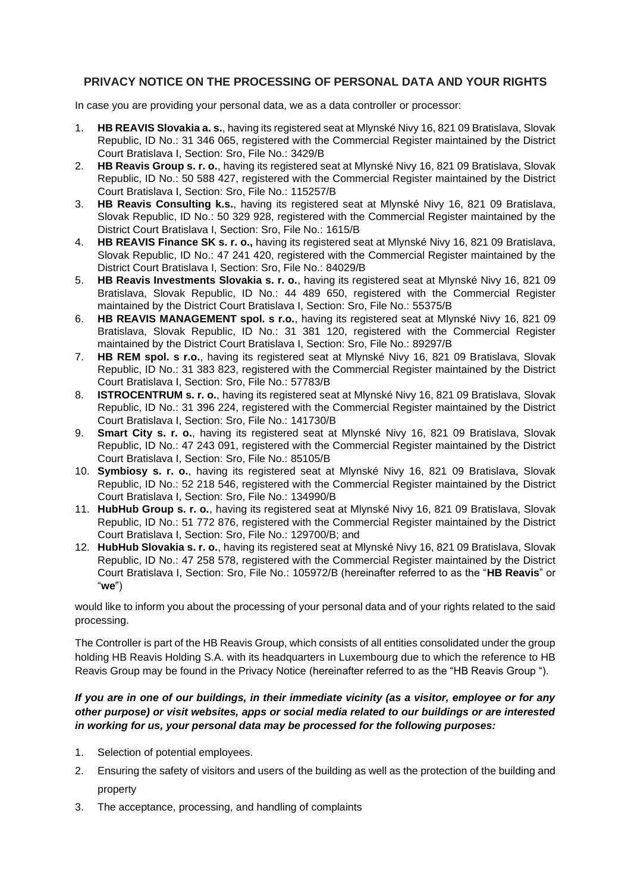## PRIVACY NOTICE ON THE PROCESSING OF PERSONAL DATA AND YOUR RIGHTS

In case you are providing your personal data, we as a data controller or processor:

1. **HB REAVIS Slovakia a. s.**, having its registered seat at Mlynské Nivy 16, 821 09 Bratislava, Slovak Republic, ID No.: 31 346 065, registered with the Commercial Register maintained by the District Court Bratislava I, Section: Sro, File No.: 3429/B
2. **HB Reavis Group s. r. o.**, having its registered seat at Mlynské Nivy 16, 821 09 Bratislava, Slovak Republic, ID No.: 50 588 427, registered with the Commercial Register maintained by the District Court Bratislava I, Section: Sro, File No.: 115257/B
3. **HB Reavis Consulting k.s.**, having its registered seat at Mlynské Nivy 16, 821 09 Bratislava, Slovak Republic, ID No.: 50 329 928, registered with the Commercial Register maintained by the District Court Bratislava I, Section: Sro, File No.: 1615/B
4. **HB REAVIS Finance SK s. r. o.,** having its registered seat at Mlynské Nivy 16, 821 09 Bratislava, Slovak Republic, ID No.: 47 241 420, registered with the Commercial Register maintained by the District Court Bratislava I, Section: Sro, File No.: 84029/B
5. **HB Reavis Investments Slovakia s. r. o.**, having its registered seat at Mlynské Nivy 16, 821 09 Bratislava, Slovak Republic, ID No.: 44 489 650, registered with the Commercial Register maintained by the District Court Bratislava I, Section: Sro, File No.: 55375/B
6. **HB REAVIS MANAGEMENT spol. s r.o.**, having its registered seat at Mlynské Nivy 16, 821 09 Bratislava, Slovak Republic, ID No.: 31 381 120, registered with the Commercial Register maintained by the District Court Bratislava I, Section: Sro, File No.: 89297/B
7. **HB REM spol. s r.o.**, having its registered seat at Mlynské Nivy 16, 821 09 Bratislava, Slovak Republic, ID No.: 31 383 823, registered with the Commercial Register maintained by the District Court Bratislava I, Section: Sro, File No.: 57783/B
8. **ISTROCENTRUM s. r. o.**, having its registered seat at Mlynské Nivy 16, 821 09 Bratislava, Slovak Republic, ID No.: 31 396 224, registered with the Commercial Register maintained by the District Court Bratislava I, Section: Sro, File No.: 141730/B
9. **Smart City s. r. o.**, having its registered seat at Mlynské Nivy 16, 821 09 Bratislava, Slovak Republic, ID No.: 47 243 091, registered with the Commercial Register maintained by the District Court Bratislava I, Section: Sro, File No.: 85105/B
10. **Symbiosy s. r. o.**, having its registered seat at Mlynské Nivy 16, 821 09 Bratislava, Slovak Republic, ID No.: 52 218 546, registered with the Commercial Register maintained by the District Court Bratislava I, Section: Sro, File No.: 134990/B
11. **HubHub Group s. r. o.**, having its registered seat at Mlynské Nivy 16, 821 09 Bratislava, Slovak Republic, ID No.: 51 772 876, registered with the Commercial Register maintained by the District Court Bratislava I, Section: Sro, File No.: 129700/B; and
12. **HubHub Slovakia s. r. o.**, having its registered seat at Mlynské Nivy 16, 821 09 Bratislava, Slovak Republic, ID No.: 47 258 578, registered with the Commercial Register maintained by the District Court Bratislava I, Section: Sro, File No.: 105972/B (hereinafter referred to as the "**HB Reavis**" or "**we**")

would like to inform you about the processing of your personal data and of your rights related to the said processing.

The Controller is part of the HB Reavis Group, which consists of all entities consolidated under the group holding HB Reavis Holding S.A. with its headquarters in Luxembourg due to which the reference to HB Reavis Group may be found in the Privacy Notice (hereinafter referred to as the "HB Reavis Group ").

***If you are in one of our buildings, in their immediate vicinity (as a visitor, employee or for any other purpose) or visit websites, apps or social media related to our buildings or are interested in working for us, your personal data may be processed for the following purposes:***

1. Selection of potential employees.
2. Ensuring the safety of visitors and users of the building as well as the protection of the building and property
3. The acceptance, processing, and handling of complaints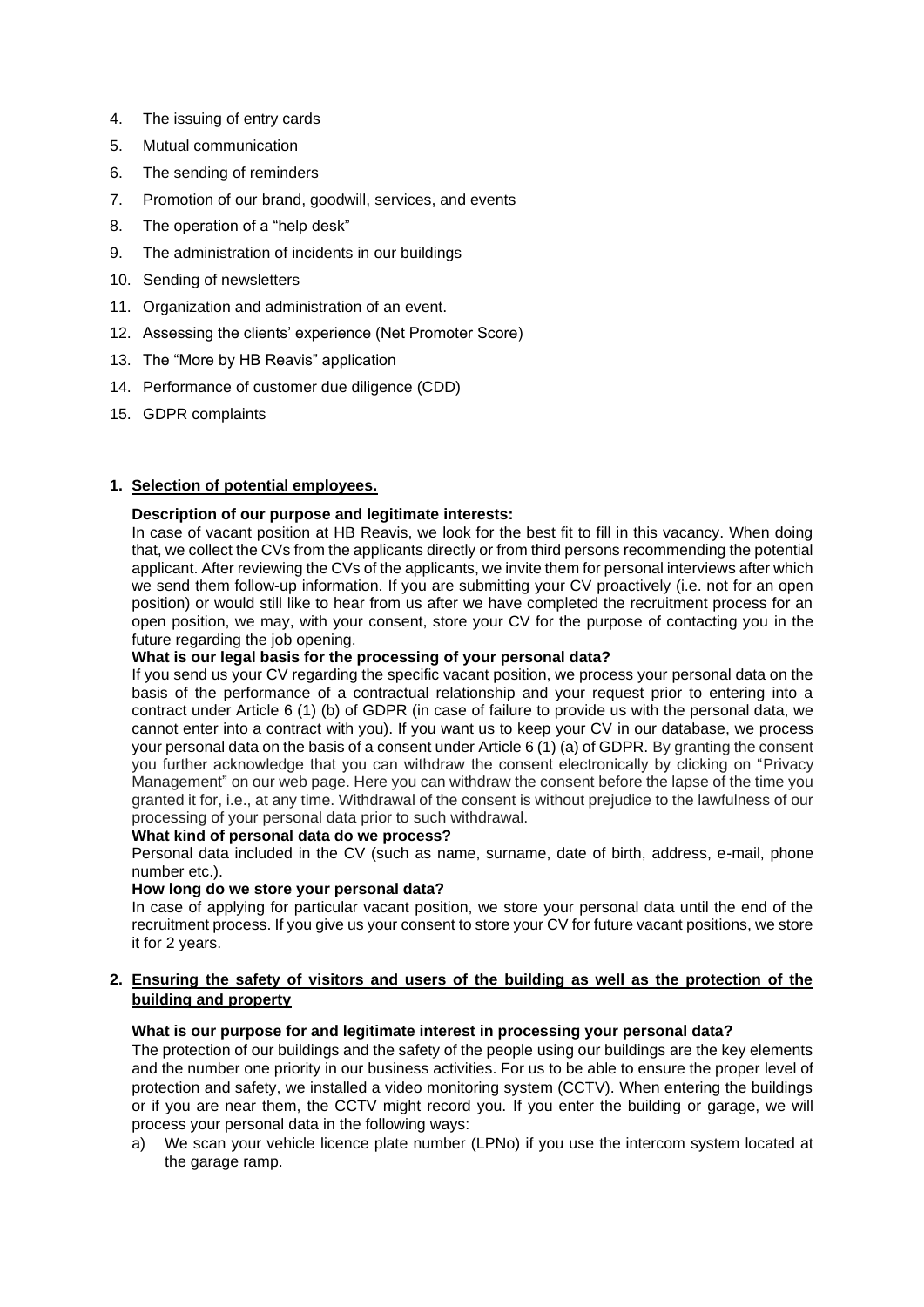4. The issuing of entry cards
5. Mutual communication
6. The sending of reminders
7. Promotion of our brand, goodwill, services, and events
8. The operation of a "help desk"
9. The administration of incidents in our buildings
10. Sending of newsletters
11. Organization and administration of an event.
12. Assessing the clients' experience (Net Promoter Score)
13. The "More by HB Reavis" application
14. Performance of customer due diligence (CDD)
15. GDPR complaints

## 1. Selection of potential employees.

**Description of our purpose and legitimate interests:**

In case of vacant position at HB Reavis, we look for the best fit to fill in this vacancy. When doing that, we collect the CVs from the applicants directly or from third persons recommending the potential applicant. After reviewing the CVs of the applicants, we invite them for personal interviews after which we send them follow-up information. If you are submitting your CV proactively (i.e. not for an open position) or would still like to hear from us after we have completed the recruitment process for an open position, we may, with your consent, store your CV for the purpose of contacting you in the future regarding the job opening.

**What is our legal basis for the processing of your personal data?**

If you send us your CV regarding the specific vacant position, we process your personal data on the basis of the performance of a contractual relationship and your request prior to entering into a contract under Article 6 (1) (b) of GDPR (in case of failure to provide us with the personal data, we cannot enter into a contract with you). If you want us to keep your CV in our database, we process your personal data on the basis of a consent under Article 6 (1) (a) of GDPR. By granting the consent you further acknowledge that you can withdraw the consent electronically by clicking on "Privacy Management" on our web page. Here you can withdraw the consent before the lapse of the time you granted it for, i.e., at any time. Withdrawal of the consent is without prejudice to the lawfulness of our processing of your personal data prior to such withdrawal.

**What kind of personal data do we process?**

Personal data included in the CV (such as name, surname, date of birth, address, e-mail, phone number etc.).

**How long do we store your personal data?**

In case of applying for particular vacant position, we store your personal data until the end of the recruitment process. If you give us your consent to store your CV for future vacant positions, we store it for 2 years.

## 2. Ensuring the safety of visitors and users of the building as well as the protection of the building and property

**What is our purpose for and legitimate interest in processing your personal data?**

The protection of our buildings and the safety of the people using our buildings are the key elements and the number one priority in our business activities. For us to be able to ensure the proper level of protection and safety, we installed a video monitoring system (CCTV). When entering the buildings or if you are near them, the CCTV might record you. If you enter the building or garage, we will process your personal data in the following ways:

a) We scan your vehicle licence plate number (LPNo) if you use the intercom system located at the garage ramp.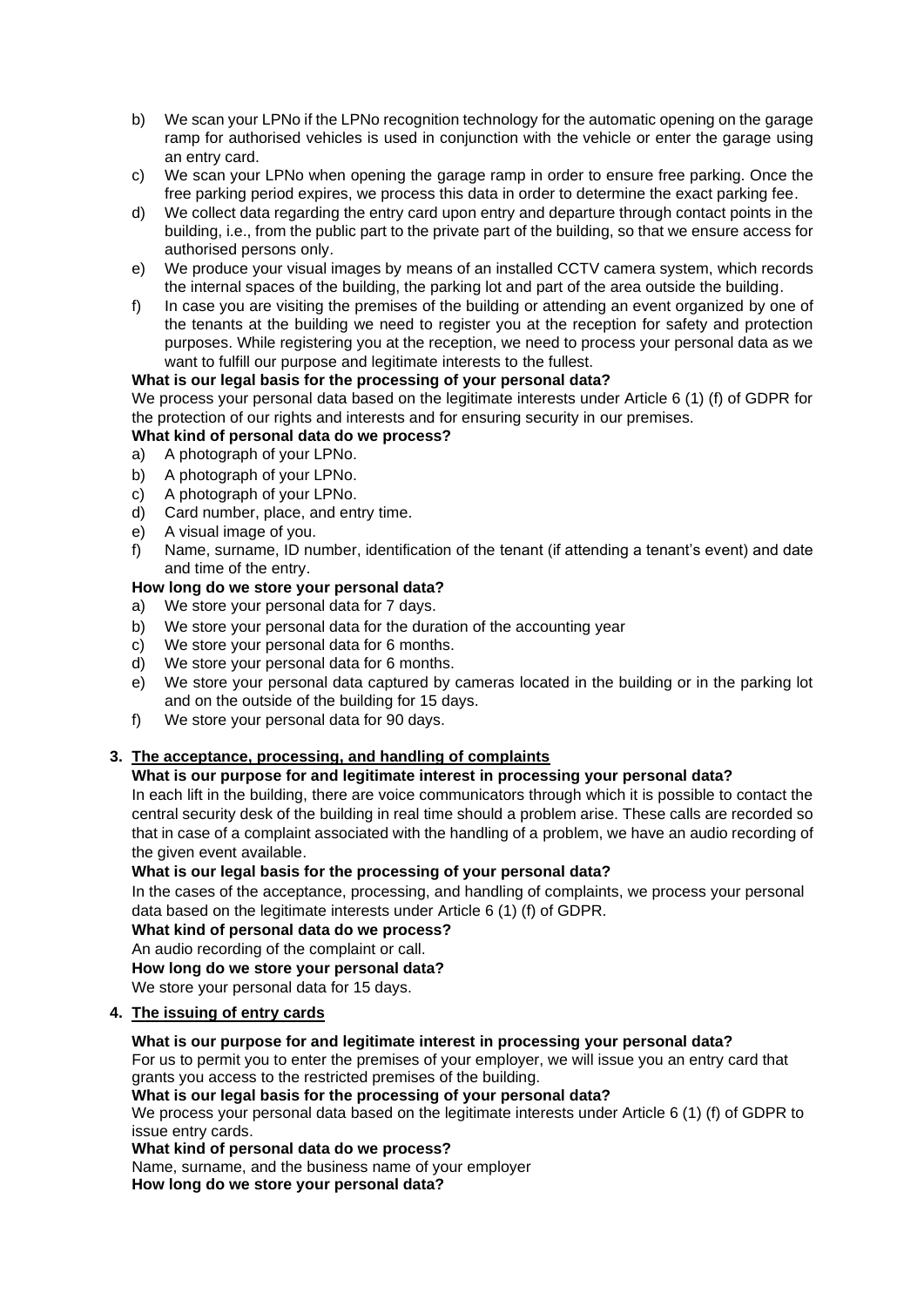b) We scan your LPNo if the LPNo recognition technology for the automatic opening on the garage ramp for authorised vehicles is used in conjunction with the vehicle or enter the garage using an entry card.
c) We scan your LPNo when opening the garage ramp in order to ensure free parking. Once the free parking period expires, we process this data in order to determine the exact parking fee.
d) We collect data regarding the entry card upon entry and departure through contact points in the building, i.e., from the public part to the private part of the building, so that we ensure access for authorised persons only.
e) We produce your visual images by means of an installed CCTV camera system, which records the internal spaces of the building, the parking lot and part of the area outside the building.
f) In case you are visiting the premises of the building or attending an event organized by one of the tenants at the building we need to register you at the reception for safety and protection purposes. While registering you at the reception, we need to process your personal data as we want to fulfill our purpose and legitimate interests to the fullest.

**What is our legal basis for the processing of your personal data?**

We process your personal data based on the legitimate interests under Article 6 (1) (f) of GDPR for the protection of our rights and interests and for ensuring security in our premises.

**What kind of personal data do we process?**

a) A photograph of your LPNo.
b) A photograph of your LPNo.
c) A photograph of your LPNo.
d) Card number, place, and entry time.
e) A visual image of you.
f) Name, surname, ID number, identification of the tenant (if attending a tenant's event) and date and time of the entry.

**How long do we store your personal data?**

a) We store your personal data for 7 days.
b) We store your personal data for the duration of the accounting year
c) We store your personal data for 6 months.
d) We store your personal data for 6 months.
e) We store your personal data captured by cameras located in the building or in the parking lot and on the outside of the building for 15 days.
f) We store your personal data for 90 days.

## 3. The acceptance, processing, and handling of complaints

**What is our purpose for and legitimate interest in processing your personal data?**

In each lift in the building, there are voice communicators through which it is possible to contact the central security desk of the building in real time should a problem arise. These calls are recorded so that in case of a complaint associated with the handling of a problem, we have an audio recording of the given event available.

**What is our legal basis for the processing of your personal data?**

In the cases of the acceptance, processing, and handling of complaints, we process your personal data based on the legitimate interests under Article 6 (1) (f) of GDPR.

**What kind of personal data do we process?**

An audio recording of the complaint or call.

**How long do we store your personal data?**

We store your personal data for 15 days.

## 4. The issuing of entry cards

**What is our purpose for and legitimate interest in processing your personal data?**

For us to permit you to enter the premises of your employer, we will issue you an entry card that grants you access to the restricted premises of the building.

**What is our legal basis for the processing of your personal data?**

We process your personal data based on the legitimate interests under Article 6 (1) (f) of GDPR to issue entry cards.

**What kind of personal data do we process?**

Name, surname, and the business name of your employer

**How long do we store your personal data?**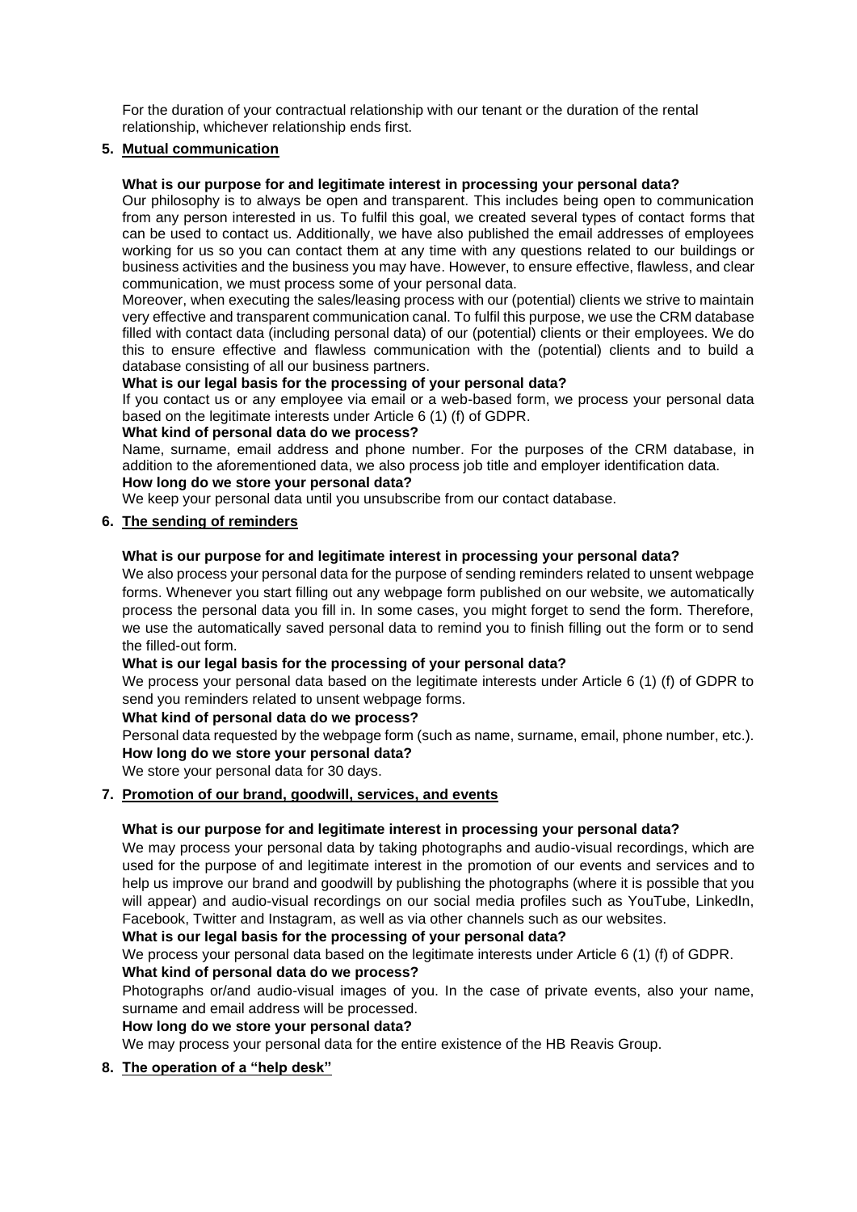For the duration of your contractual relationship with our tenant or the duration of the rental relationship, whichever relationship ends first.

5. **Mutual communication**

**What is our purpose for and legitimate interest in processing your personal data?**

Our philosophy is to always be open and transparent. This includes being open to communication from any person interested in us. To fulfil this goal, we created several types of contact forms that can be used to contact us. Additionally, we have also published the email addresses of employees working for us so you can contact them at any time with any questions related to our buildings or business activities and the business you may have. However, to ensure effective, flawless, and clear communication, we must process some of your personal data.

Moreover, when executing the sales/leasing process with our (potential) clients we strive to maintain very effective and transparent communication canal. To fulfil this purpose, we use the CRM database filled with contact data (including personal data) of our (potential) clients or their employees. We do this to ensure effective and flawless communication with the (potential) clients and to build a database consisting of all our business partners.

**What is our legal basis for the processing of your personal data?**

If you contact us or any employee via email or a web-based form, we process your personal data based on the legitimate interests under Article 6 (1) (f) of GDPR.

**What kind of personal data do we process?**

Name, surname, email address and phone number. For the purposes of the CRM database, in addition to the aforementioned data, we also process job title and employer identification data.

**How long do we store your personal data?**

We keep your personal data until you unsubscribe from our contact database.

6. **The sending of reminders**

**What is our purpose for and legitimate interest in processing your personal data?**

We also process your personal data for the purpose of sending reminders related to unsent webpage forms. Whenever you start filling out any webpage form published on our website, we automatically process the personal data you fill in. In some cases, you might forget to send the form. Therefore, we use the automatically saved personal data to remind you to finish filling out the form or to send the filled-out form.

**What is our legal basis for the processing of your personal data?**

We process your personal data based on the legitimate interests under Article 6 (1) (f) of GDPR to send you reminders related to unsent webpage forms.

**What kind of personal data do we process?**

Personal data requested by the webpage form (such as name, surname, email, phone number, etc.).

**How long do we store your personal data?**

We store your personal data for 30 days.

7. **Promotion of our brand, goodwill, services, and events**

**What is our purpose for and legitimate interest in processing your personal data?**

We may process your personal data by taking photographs and audio-visual recordings, which are used for the purpose of and legitimate interest in the promotion of our events and services and to help us improve our brand and goodwill by publishing the photographs (where it is possible that you will appear) and audio-visual recordings on our social media profiles such as YouTube, LinkedIn, Facebook, Twitter and Instagram, as well as via other channels such as our websites.

**What is our legal basis for the processing of your personal data?**

We process your personal data based on the legitimate interests under Article 6 (1) (f) of GDPR.

**What kind of personal data do we process?**

Photographs or/and audio-visual images of you. In the case of private events, also your name, surname and email address will be processed.

**How long do we store your personal data?**

We may process your personal data for the entire existence of the HB Reavis Group.

8. **The operation of a "help desk"**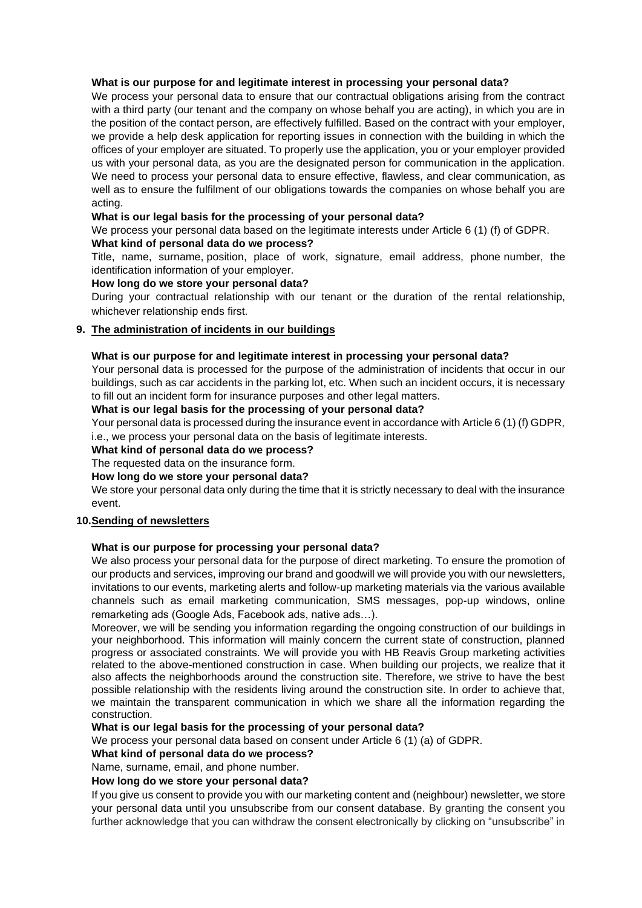**What is our purpose for and legitimate interest in processing your personal data?**

We process your personal data to ensure that our contractual obligations arising from the contract with a third party (our tenant and the company on whose behalf you are acting), in which you are in the position of the contact person, are effectively fulfilled. Based on the contract with your employer, we provide a help desk application for reporting issues in connection with the building in which the offices of your employer are situated. To properly use the application, you or your employer provided us with your personal data, as you are the designated person for communication in the application. We need to process your personal data to ensure effective, flawless, and clear communication, as well as to ensure the fulfilment of our obligations towards the companies on whose behalf you are acting.

**What is our legal basis for the processing of your personal data?**

We process your personal data based on the legitimate interests under Article 6 (1) (f) of GDPR.

**What kind of personal data do we process?**

Title, name, surname, position, place of work, signature, email address, phone number, the identification information of your employer.

**How long do we store your personal data?**

During your contractual relationship with our tenant or the duration of the rental relationship, whichever relationship ends first.

## 9. The administration of incidents in our buildings

**What is our purpose for and legitimate interest in processing your personal data?**

Your personal data is processed for the purpose of the administration of incidents that occur in our buildings, such as car accidents in the parking lot, etc. When such an incident occurs, it is necessary to fill out an incident form for insurance purposes and other legal matters.

**What is our legal basis for the processing of your personal data?**

Your personal data is processed during the insurance event in accordance with Article 6 (1) (f) GDPR, i.e., we process your personal data on the basis of legitimate interests.

**What kind of personal data do we process?**

The requested data on the insurance form.

**How long do we store your personal data?**

We store your personal data only during the time that it is strictly necessary to deal with the insurance event.

## 10. Sending of newsletters

**What is our purpose for processing your personal data?**

We also process your personal data for the purpose of direct marketing. To ensure the promotion of our products and services, improving our brand and goodwill we will provide you with our newsletters, invitations to our events, marketing alerts and follow-up marketing materials via the various available channels such as email marketing communication, SMS messages, pop-up windows, online remarketing ads (Google Ads, Facebook ads, native ads…).

Moreover, we will be sending you information regarding the ongoing construction of our buildings in your neighborhood. This information will mainly concern the current state of construction, planned progress or associated constraints. We will provide you with HB Reavis Group marketing activities related to the above-mentioned construction in case. When building our projects, we realize that it also affects the neighborhoods around the construction site. Therefore, we strive to have the best possible relationship with the residents living around the construction site. In order to achieve that, we maintain the transparent communication in which we share all the information regarding the construction.

**What is our legal basis for the processing of your personal data?**

We process your personal data based on consent under Article 6 (1) (a) of GDPR.

**What kind of personal data do we process?**

Name, surname, email, and phone number.

**How long do we store your personal data?**

If you give us consent to provide you with our marketing content and (neighbour) newsletter, we store your personal data until you unsubscribe from our consent database. By granting the consent you further acknowledge that you can withdraw the consent electronically by clicking on "unsubscribe" in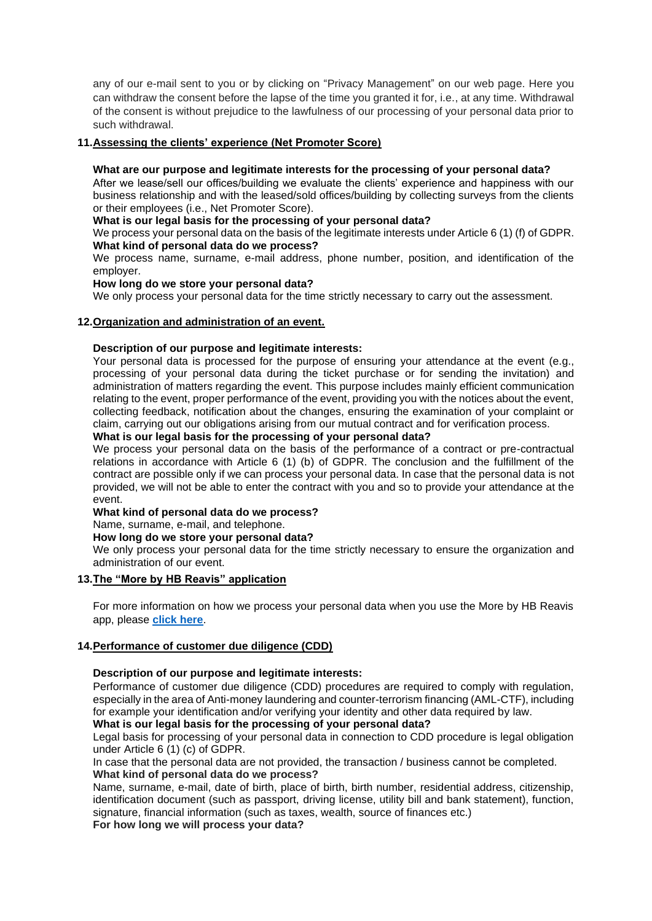any of our e-mail sent to you or by clicking on "Privacy Management" on our web page. Here you can withdraw the consent before the lapse of the time you granted it for, i.e., at any time. Withdrawal of the consent is without prejudice to the lawfulness of our processing of your personal data prior to such withdrawal.

## 11. Assessing the clients' experience (Net Promoter Score)

**What are our purpose and legitimate interests for the processing of your personal data?**

After we lease/sell our offices/building we evaluate the clients' experience and happiness with our business relationship and with the leased/sold offices/building by collecting surveys from the clients or their employees (i.e., Net Promoter Score).

**What is our legal basis for the processing of your personal data?**

We process your personal data on the basis of the legitimate interests under Article 6 (1) (f) of GDPR.

**What kind of personal data do we process?**

We process name, surname, e-mail address, phone number, position, and identification of the employer.

**How long do we store your personal data?**

We only process your personal data for the time strictly necessary to carry out the assessment.

## 12. Organization and administration of an event.

**Description of our purpose and legitimate interests:**

Your personal data is processed for the purpose of ensuring your attendance at the event (e.g., processing of your personal data during the ticket purchase or for sending the invitation) and administration of matters regarding the event. This purpose includes mainly efficient communication relating to the event, proper performance of the event, providing you with the notices about the event, collecting feedback, notification about the changes, ensuring the examination of your complaint or claim, carrying out our obligations arising from our mutual contract and for verification process.

**What is our legal basis for the processing of your personal data?**

We process your personal data on the basis of the performance of a contract or pre-contractual relations in accordance with Article 6 (1) (b) of GDPR. The conclusion and the fulfillment of the contract are possible only if we can process your personal data. In case that the personal data is not provided, we will not be able to enter the contract with you and so to provide your attendance at the event.

**What kind of personal data do we process?**

Name, surname, e-mail, and telephone.

**How long do we store your personal data?**

We only process your personal data for the time strictly necessary to ensure the organization and administration of our event.

## 13. The "More by HB Reavis" application

For more information on how we process your personal data when you use the More by HB Reavis app, please **click here**.

## 14. Performance of customer due diligence (CDD)

**Description of our purpose and legitimate interests:**

Performance of customer due diligence (CDD) procedures are required to comply with regulation, especially in the area of Anti-money laundering and counter-terrorism financing (AML-CTF), including for example your identification and/or verifying your identity and other data required by law.

**What is our legal basis for the processing of your personal data?**

Legal basis for processing of your personal data in connection to CDD procedure is legal obligation under Article 6 (1) (c) of GDPR.

In case that the personal data are not provided, the transaction / business cannot be completed.

**What kind of personal data do we process?**

Name, surname, e-mail, date of birth, place of birth, birth number, residential address, citizenship, identification document (such as passport, driving license, utility bill and bank statement), function, signature, financial information (such as taxes, wealth, source of finances etc.)

**For how long we will process your data?**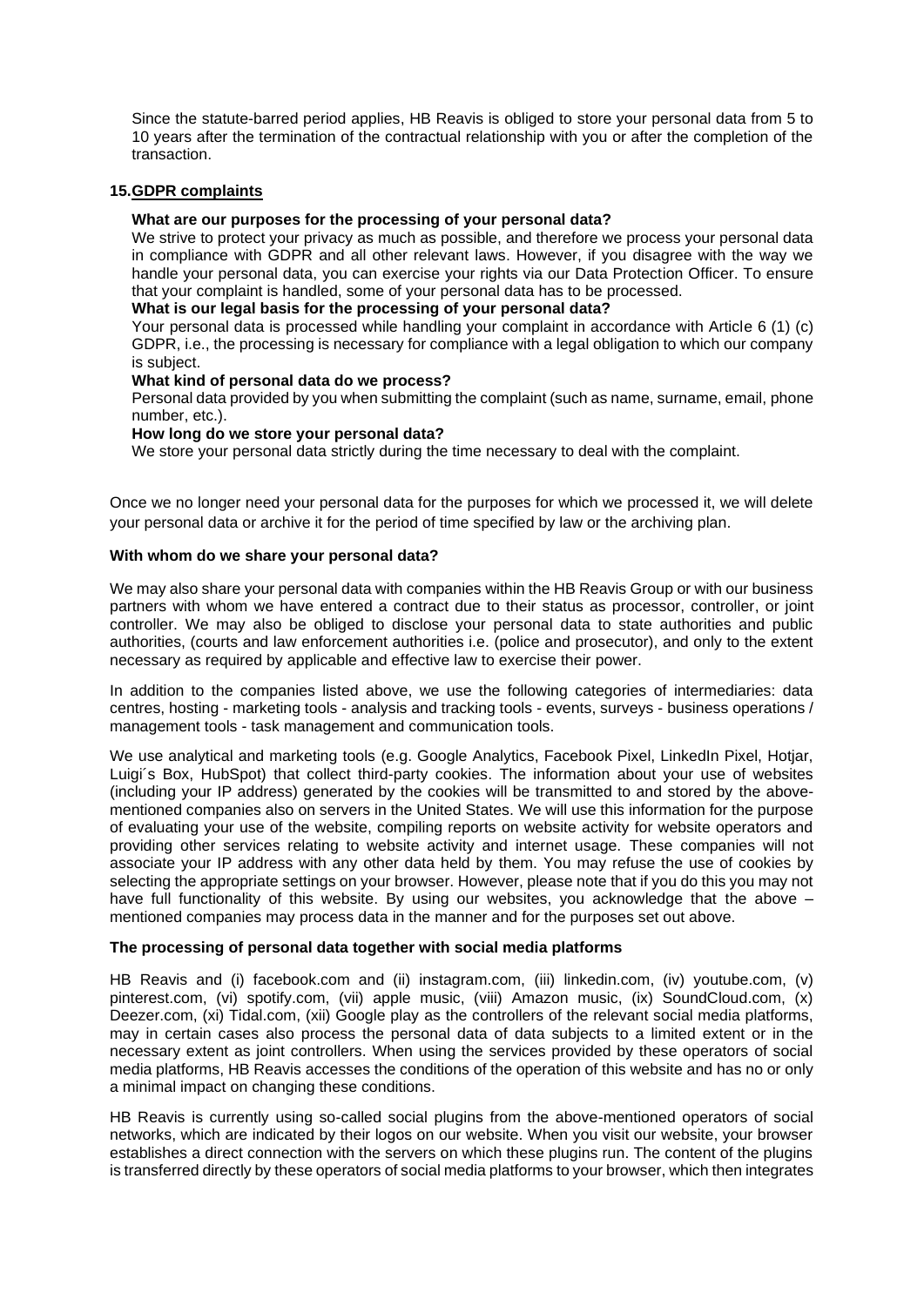Since the statute-barred period applies, HB Reavis is obliged to store your personal data from 5 to 10 years after the termination of the contractual relationship with you or after the completion of the transaction.

## 15. GDPR complaints

**What are our purposes for the processing of your personal data?**

We strive to protect your privacy as much as possible, and therefore we process your personal data in compliance with GDPR and all other relevant laws. However, if you disagree with the way we handle your personal data, you can exercise your rights via our Data Protection Officer. To ensure that your complaint is handled, some of your personal data has to be processed.

**What is our legal basis for the processing of your personal data?**

Your personal data is processed while handling your complaint in accordance with Article 6 (1) (c) GDPR, i.e., the processing is necessary for compliance with a legal obligation to which our company is subject.

**What kind of personal data do we process?**

Personal data provided by you when submitting the complaint (such as name, surname, email, phone number, etc.).

**How long do we store your personal data?**

We store your personal data strictly during the time necessary to deal with the complaint.

Once we no longer need your personal data for the purposes for which we processed it, we will delete your personal data or archive it for the period of time specified by law or the archiving plan.

**With whom do we share your personal data?**

We may also share your personal data with companies within the HB Reavis Group or with our business partners with whom we have entered a contract due to their status as processor, controller, or joint controller. We may also be obliged to disclose your personal data to state authorities and public authorities, (courts and law enforcement authorities i.e. (police and prosecutor), and only to the extent necessary as required by applicable and effective law to exercise their power.

In addition to the companies listed above, we use the following categories of intermediaries: data centres, hosting - marketing tools - analysis and tracking tools - events, surveys - business operations / management tools - task management and communication tools.

We use analytical and marketing tools (e.g. Google Analytics, Facebook Pixel, LinkedIn Pixel, Hotjar, Luigi´s Box, HubSpot) that collect third-party cookies. The information about your use of websites (including your IP address) generated by the cookies will be transmitted to and stored by the above-mentioned companies also on servers in the United States. We will use this information for the purpose of evaluating your use of the website, compiling reports on website activity for website operators and providing other services relating to website activity and internet usage. These companies will not associate your IP address with any other data held by them. You may refuse the use of cookies by selecting the appropriate settings on your browser. However, please note that if you do this you may not have full functionality of this website. By using our websites, you acknowledge that the above – mentioned companies may process data in the manner and for the purposes set out above.

**The processing of personal data together with social media platforms**

HB Reavis and (i) facebook.com and (ii) instagram.com, (iii) linkedin.com, (iv) youtube.com, (v) pinterest.com, (vi) spotify.com, (vii) apple music, (viii) Amazon music, (ix) SoundCloud.com, (x) Deezer.com, (xi) Tidal.com, (xii) Google play as the controllers of the relevant social media platforms, may in certain cases also process the personal data of data subjects to a limited extent or in the necessary extent as joint controllers. When using the services provided by these operators of social media platforms, HB Reavis accesses the conditions of the operation of this website and has no or only a minimal impact on changing these conditions.

HB Reavis is currently using so-called social plugins from the above-mentioned operators of social networks, which are indicated by their logos on our website. When you visit our website, your browser establishes a direct connection with the servers on which these plugins run. The content of the plugins is transferred directly by these operators of social media platforms to your browser, which then integrates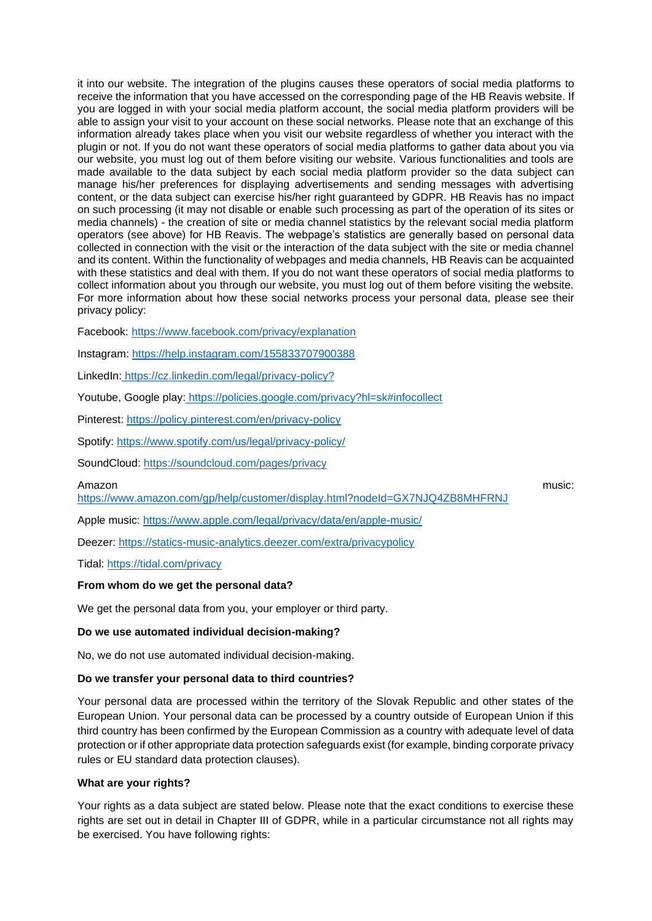it into our website. The integration of the plugins causes these operators of social media platforms to receive the information that you have accessed on the corresponding page of the HB Reavis website. If you are logged in with your social media platform account, the social media platform providers will be able to assign your visit to your account on these social networks. Please note that an exchange of this information already takes place when you visit our website regardless of whether you interact with the plugin or not. If you do not want these operators of social media platforms to gather data about you via our website, you must log out of them before visiting our website. Various functionalities and tools are made available to the data subject by each social media platform provider so the data subject can manage his/her preferences for displaying advertisements and sending messages with advertising content, or the data subject can exercise his/her right guaranteed by GDPR. HB Reavis has no impact on such processing (it may not disable or enable such processing as part of the operation of its sites or media channels) - the creation of site or media channel statistics by the relevant social media platform operators (see above) for HB Reavis. The webpage's statistics are generally based on personal data collected in connection with the visit or the interaction of the data subject with the site or media channel and its content. Within the functionality of webpages and media channels, HB Reavis can be acquainted with these statistics and deal with them. If you do not want these operators of social media platforms to collect information about you through our website, you must log out of them before visiting the website. For more information about how these social networks process your personal data, please see their privacy policy:

Facebook: https://www.facebook.com/privacy/explanation

Instagram: https://help.instagram.com/155833707900388

LinkedIn: https://cz.linkedin.com/legal/privacy-policy?

Youtube, Google play: https://policies.google.com/privacy?hl=sk#infocollect

Pinterest: https://policy.pinterest.com/en/privacy-policy

Spotify: https://www.spotify.com/us/legal/privacy-policy/

SoundCloud: https://soundcloud.com/pages/privacy

Amazon music: https://www.amazon.com/gp/help/customer/display.html?nodeId=GX7NJQ4ZB8MHFRNJ

Apple music: https://www.apple.com/legal/privacy/data/en/apple-music/

Deezer: https://statics-music-analytics.deezer.com/extra/privacypolicy

Tidal: https://tidal.com/privacy

**From whom do we get the personal data?**

We get the personal data from you, your employer or third party.

**Do we use automated individual decision-making?**

No, we do not use automated individual decision-making.

**Do we transfer your personal data to third countries?**

Your personal data are processed within the territory of the Slovak Republic and other states of the European Union. Your personal data can be processed by a country outside of European Union if this third country has been confirmed by the European Commission as a country with adequate level of data protection or if other appropriate data protection safeguards exist (for example, binding corporate privacy rules or EU standard data protection clauses).

**What are your rights?**

Your rights as a data subject are stated below. Please note that the exact conditions to exercise these rights are set out in detail in Chapter III of GDPR, while in a particular circumstance not all rights may be exercised. You have following rights: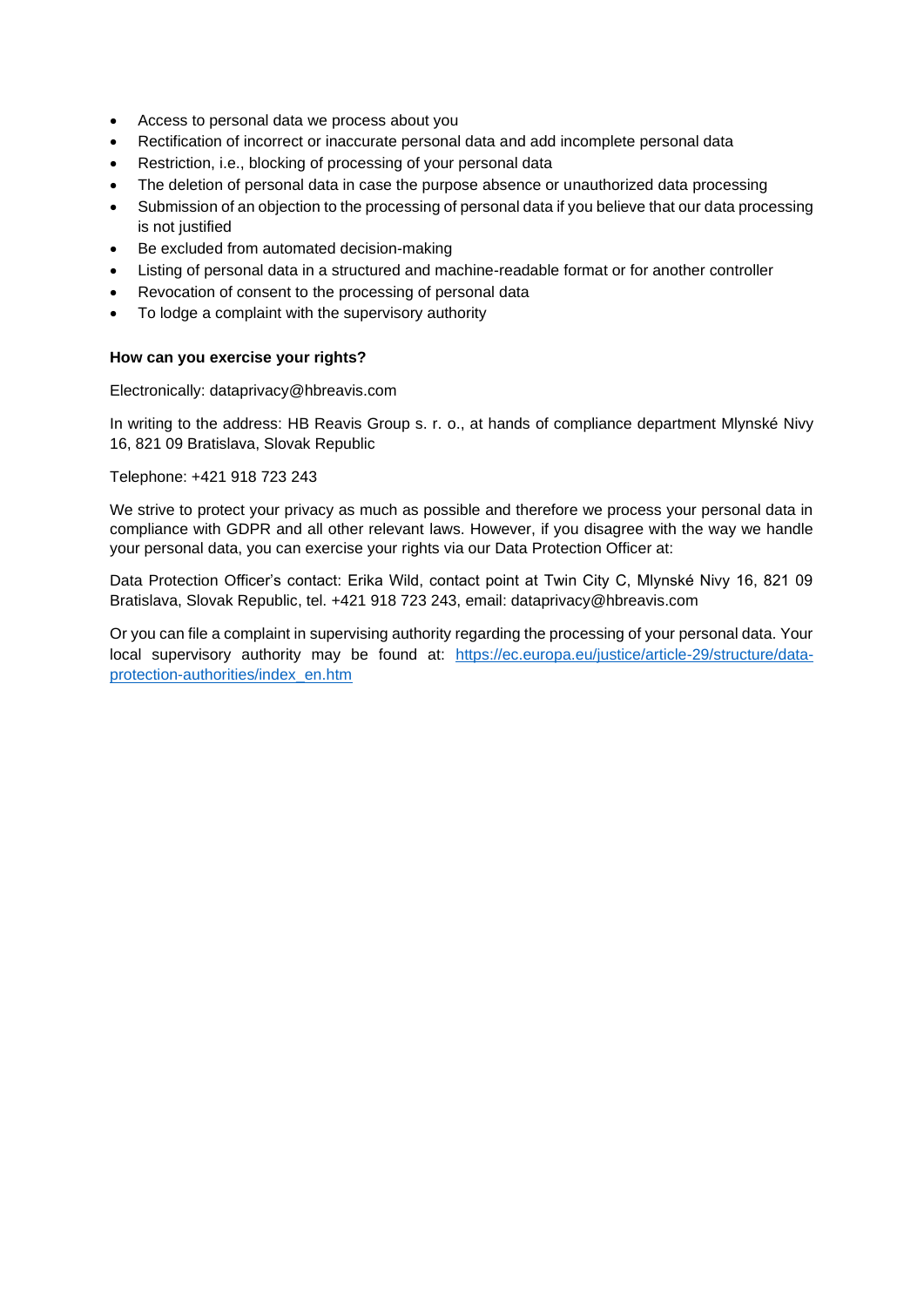- Access to personal data we process about you
- Rectification of incorrect or inaccurate personal data and add incomplete personal data
- Restriction, i.e., blocking of processing of your personal data
- The deletion of personal data in case the purpose absence or unauthorized data processing
- Submission of an objection to the processing of personal data if you believe that our data processing is not justified
- Be excluded from automated decision-making
- Listing of personal data in a structured and machine-readable format or for another controller
- Revocation of consent to the processing of personal data
- To lodge a complaint with the supervisory authority

**How can you exercise your rights?**

Electronically: dataprivacy@hbreavis.com

In writing to the address: HB Reavis Group s. r. o., at hands of compliance department Mlynské Nivy 16, 821 09 Bratislava, Slovak Republic

Telephone: +421 918 723 243

We strive to protect your privacy as much as possible and therefore we process your personal data in compliance with GDPR and all other relevant laws. However, if you disagree with the way we handle your personal data, you can exercise your rights via our Data Protection Officer at:

Data Protection Officer's contact: Erika Wild, contact point at Twin City C, Mlynské Nivy 16, 821 09 Bratislava, Slovak Republic, tel. +421 918 723 243, email: dataprivacy@hbreavis.com

Or you can file a complaint in supervising authority regarding the processing of your personal data. Your local supervisory authority may be found at: [https://ec.europa.eu/justice/article-29/structure/data-protection-authorities/index_en.htm](https://ec.europa.eu/justice/article-29/structure/data-protection-authorities/index_en.htm)